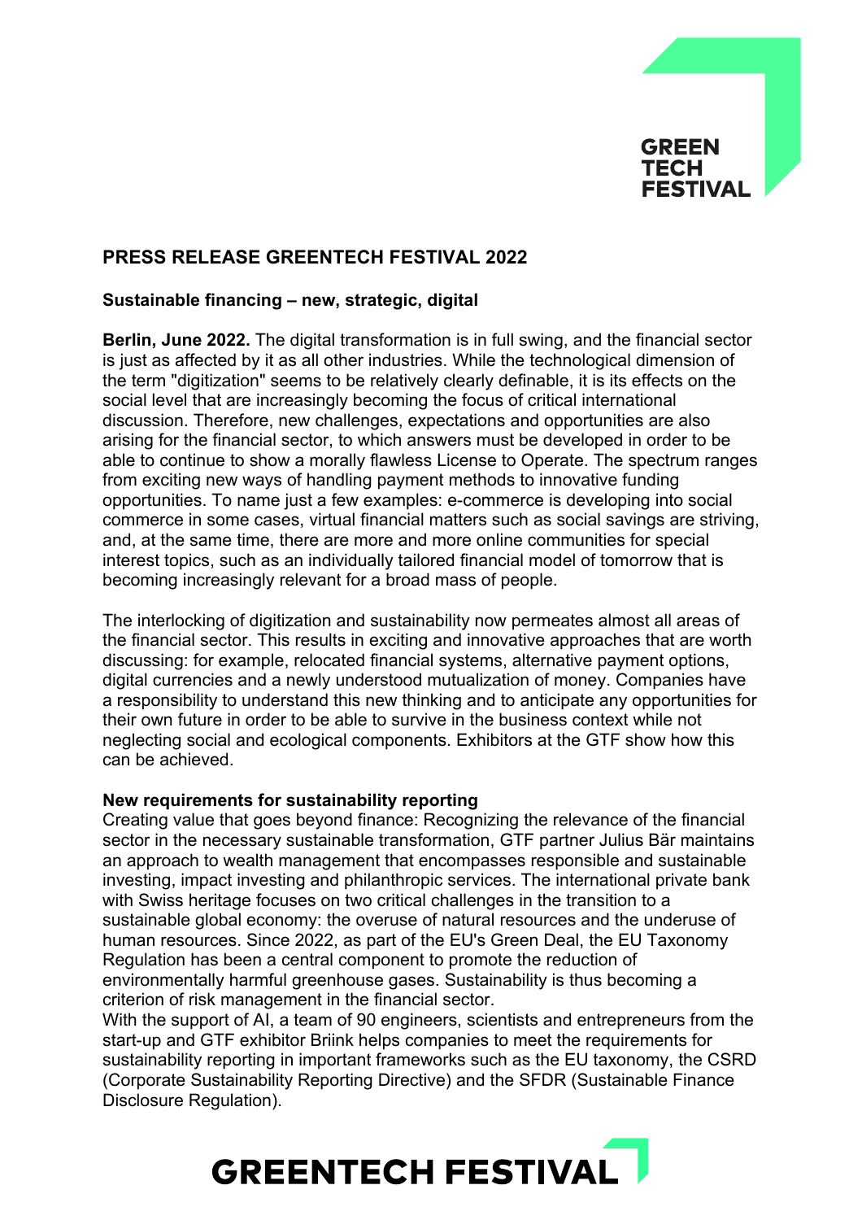# PRESS RELEASE GREENTECH FESTIVAL 2022

## Sustainable financing – new, strategic, digital

**Berlin, June 2022.** The digital transformation is in full swing, and the financial sector is just as affected by it as all other industries. While the technological dimension of the term "digitization" seems to be relatively clearly definable, it is its effects on the social level that are increasingly becoming the focus of critical international discussion. Therefore, new challenges, expectations and opportunities are also arising for the financial sector, to which answers must be developed in order to be able to continue to show a morally flawless License to Operate. The spectrum ranges from exciting new ways of handling payment methods to innovative funding opportunities. To name just a few examples: e-commerce is developing into social commerce in some cases, virtual financial matters such as social savings are striving, and, at the same time, there are more and more online communities for special interest topics, such as an individually tailored financial model of tomorrow that is becoming increasingly relevant for a broad mass of people.

The interlocking of digitization and sustainability now permeates almost all areas of the financial sector. This results in exciting and innovative approaches that are worth discussing: for example, relocated financial systems, alternative payment options, digital currencies and a newly understood mutualization of money. Companies have a responsibility to understand this new thinking and to anticipate any opportunities for their own future in order to be able to survive in the business context while not neglecting social and ecological components. Exhibitors at the GTF show how this can be achieved.

### New requirements for sustainability reporting

Creating value that goes beyond finance: Recognizing the relevance of the financial sector in the necessary sustainable transformation, GTF partner Julius Bär maintains an approach to wealth management that encompasses responsible and sustainable investing, impact investing and philanthropic services. The international private bank with Swiss heritage focuses on two critical challenges in the transition to a sustainable global economy: the overuse of natural resources and the underuse of human resources. Since 2022, as part of the EU's Green Deal, the EU Taxonomy Regulation has been a central component to promote the reduction of environmentally harmful greenhouse gases. Sustainability is thus becoming a criterion of risk management in the financial sector.

With the support of AI, a team of 90 engineers, scientists and entrepreneurs from the start-up and GTF exhibitor Briink helps companies to meet the requirements for sustainability reporting in important frameworks such as the EU taxonomy, the CSRD (Corporate Sustainability Reporting Directive) and the SFDR (Sustainable Finance Disclosure Regulation).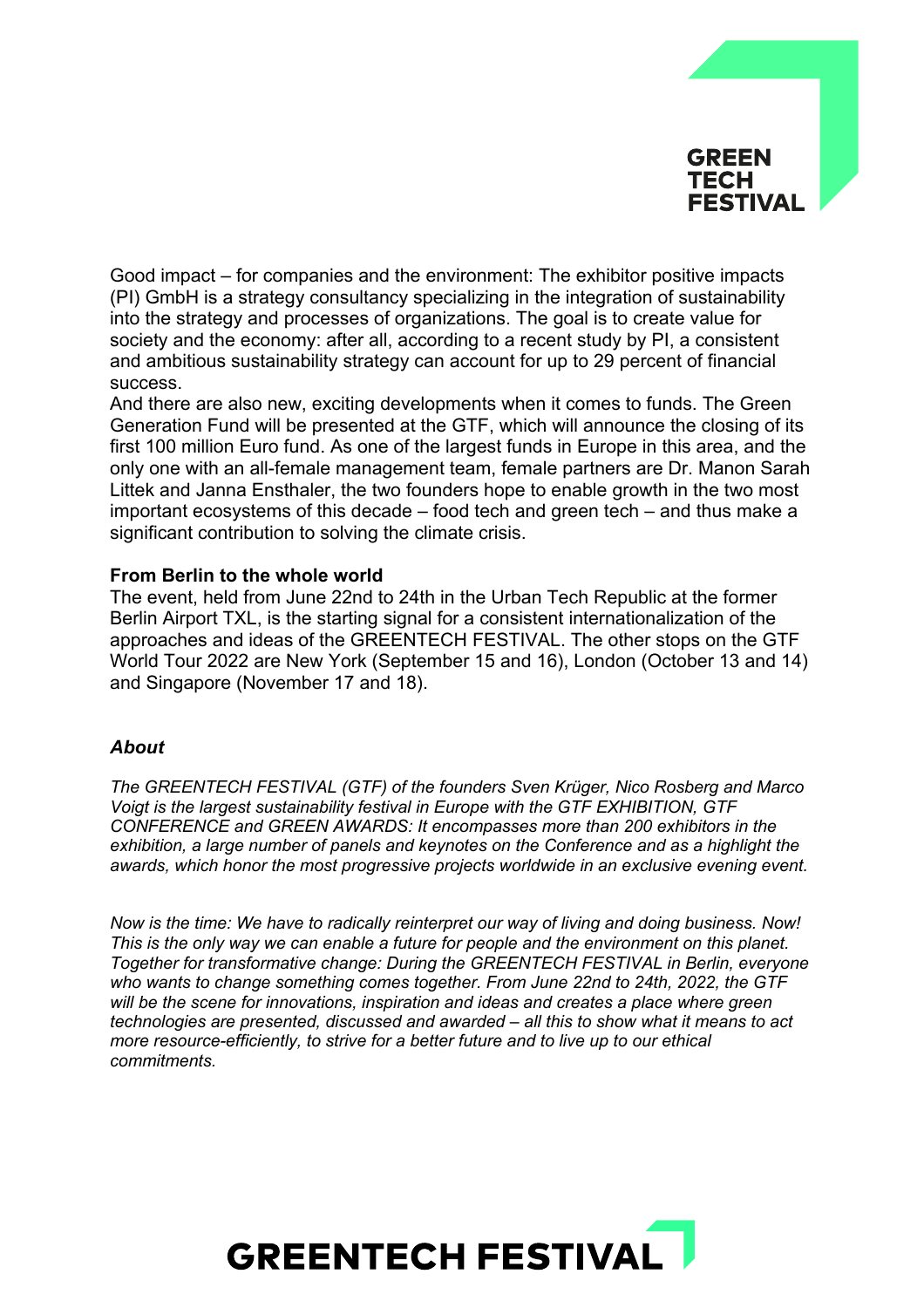Good impact – for companies and the environment: The exhibitor positive impacts (PI) GmbH is a strategy consultancy specializing in the integration of sustainability into the strategy and processes of organizations. The goal is to create value for society and the economy: after all, according to a recent study by PI, a consistent and ambitious sustainability strategy can account for up to 29 percent of financial success.

And there are also new, exciting developments when it comes to funds. The Green Generation Fund will be presented at the GTF, which will announce the closing of its first 100 million Euro fund. As one of the largest funds in Europe in this area, and the only one with an all-female management team, female partners are Dr. Manon Sarah Littek and Janna Ensthaler, the two founders hope to enable growth in the two most important ecosystems of this decade – food tech and green tech – and thus make a significant contribution to solving the climate crisis.

**From Berlin to the whole world**

The event, held from June 22nd to 24th in the Urban Tech Republic at the former Berlin Airport TXL, is the starting signal for a consistent internationalization of the approaches and ideas of the GREENTECH FESTIVAL. The other stops on the GTF World Tour 2022 are New York (September 15 and 16), London (October 13 and 14) and Singapore (November 17 and 18).

***About***

*The GREENTECH FESTIVAL (GTF) of the founders Sven Krüger, Nico Rosberg and Marco Voigt is the largest sustainability festival in Europe with the GTF EXHIBITION, GTF CONFERENCE and GREEN AWARDS: It encompasses more than 200 exhibitors in the exhibition, a large number of panels and keynotes on the Conference and as a highlight the awards, which honor the most progressive projects worldwide in an exclusive evening event.*

*Now is the time: We have to radically reinterpret our way of living and doing business. Now! This is the only way we can enable a future for people and the environment on this planet. Together for transformative change: During the GREENTECH FESTIVAL in Berlin, everyone who wants to change something comes together. From June 22nd to 24th, 2022, the GTF will be the scene for innovations, inspiration and ideas and creates a place where green technologies are presented, discussed and awarded – all this to show what it means to act more resource-efficiently, to strive for a better future and to live up to our ethical commitments.*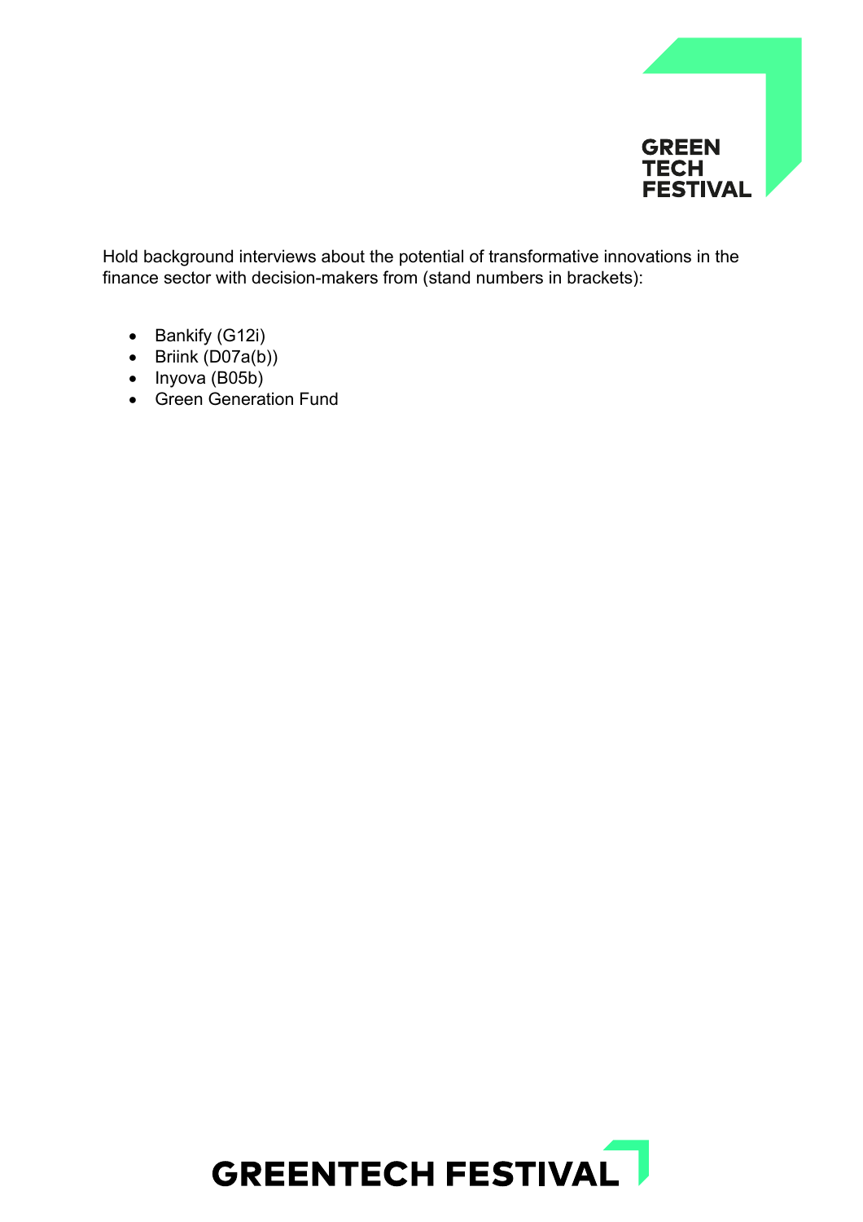Hold background interviews about the potential of transformative innovations in the finance sector with decision-makers from (stand numbers in brackets):

- Bankify (G12i)
- Briink (D07a(b))
- Inyova (B05b)
- Green Generation Fund